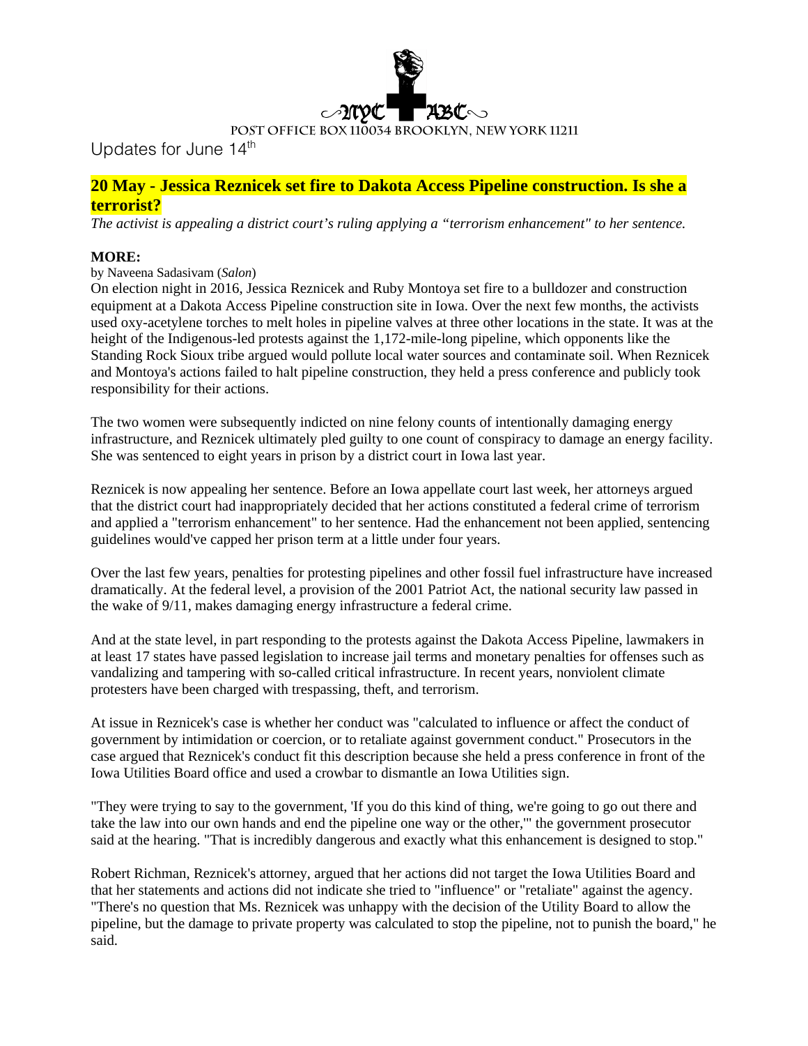NYC ABC

POST OFFICE BOX 110034 BROOKLYN, NEW YORK 11211

Updates for June 14th

## 20 May - Jessica Reznicek set fire to Dakota Access Pipeline construction. Is she a terrorist?

*The activist is appealing a district court's ruling applying a "terrorism enhancement" to her sentence.*

**MORE:**

by Naveena Sadasivam (*Salon*)

On election night in 2016, Jessica Reznicek and Ruby Montoya set fire to a bulldozer and construction equipment at a Dakota Access Pipeline construction site in Iowa. Over the next few months, the activists used oxy-acetylene torches to melt holes in pipeline valves at three other locations in the state. It was at the height of the Indigenous-led protests against the 1,172-mile-long pipeline, which opponents like the Standing Rock Sioux tribe argued would pollute local water sources and contaminate soil. When Reznicek and Montoya's actions failed to halt pipeline construction, they held a press conference and publicly took responsibility for their actions.

The two women were subsequently indicted on nine felony counts of intentionally damaging energy infrastructure, and Reznicek ultimately pled guilty to one count of conspiracy to damage an energy facility. She was sentenced to eight years in prison by a district court in Iowa last year.

Reznicek is now appealing her sentence. Before an Iowa appellate court last week, her attorneys argued that the district court had inappropriately decided that her actions constituted a federal crime of terrorism and applied a "terrorism enhancement" to her sentence. Had the enhancement not been applied, sentencing guidelines would've capped her prison term at a little under four years.

Over the last few years, penalties for protesting pipelines and other fossil fuel infrastructure have increased dramatically. At the federal level, a provision of the 2001 Patriot Act, the national security law passed in the wake of 9/11, makes damaging energy infrastructure a federal crime.

And at the state level, in part responding to the protests against the Dakota Access Pipeline, lawmakers in at least 17 states have passed legislation to increase jail terms and monetary penalties for offenses such as vandalizing and tampering with so-called critical infrastructure. In recent years, nonviolent climate protesters have been charged with trespassing, theft, and terrorism.

At issue in Reznicek's case is whether her conduct was "calculated to influence or affect the conduct of government by intimidation or coercion, or to retaliate against government conduct." Prosecutors in the case argued that Reznicek's conduct fit this description because she held a press conference in front of the Iowa Utilities Board office and used a crowbar to dismantle an Iowa Utilities sign.

"They were trying to say to the government, 'If you do this kind of thing, we're going to go out there and take the law into our own hands and end the pipeline one way or the other,'" the government prosecutor said at the hearing. "That is incredibly dangerous and exactly what this enhancement is designed to stop."

Robert Richman, Reznicek's attorney, argued that her actions did not target the Iowa Utilities Board and that her statements and actions did not indicate she tried to "influence" or "retaliate" against the agency. "There's no question that Ms. Reznicek was unhappy with the decision of the Utility Board to allow the pipeline, but the damage to private property was calculated to stop the pipeline, not to punish the board," he said.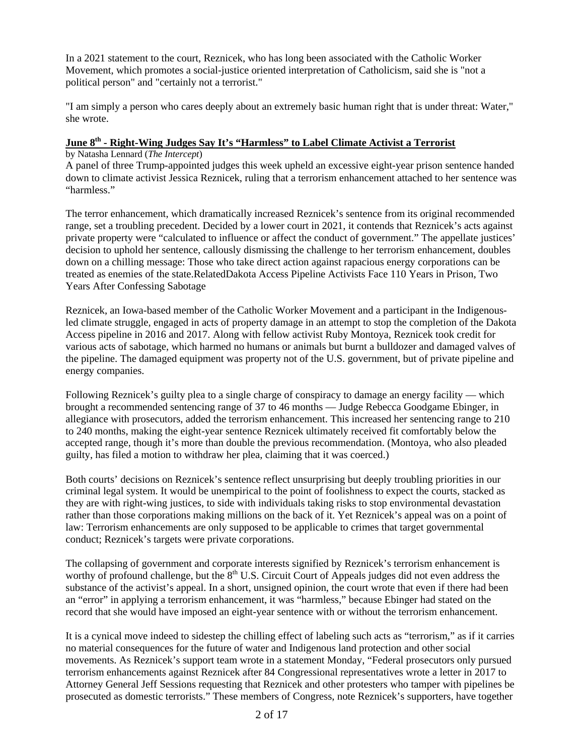In a 2021 statement to the court, Reznicek, who has long been associated with the Catholic Worker Movement, which promotes a social-justice oriented interpretation of Catholicism, said she is "not a political person" and "certainly not a terrorist."

"I am simply a person who cares deeply about an extremely basic human right that is under threat: Water," she wrote.

## June 8th - Right-Wing Judges Say It's "Harmless" to Label Climate Activist a Terrorist

by Natasha Lennard (*The Intercept*)

A panel of three Trump-appointed judges this week upheld an excessive eight-year prison sentence handed down to climate activist Jessica Reznicek, ruling that a terrorism enhancement attached to her sentence was "harmless."

The terror enhancement, which dramatically increased Reznicek's sentence from its original recommended range, set a troubling precedent. Decided by a lower court in 2021, it contends that Reznicek's acts against private property were "calculated to influence or affect the conduct of government." The appellate justices' decision to uphold her sentence, callously dismissing the challenge to her terrorism enhancement, doubles down on a chilling message: Those who take direct action against rapacious energy corporations can be treated as enemies of the state.RelatedDakota Access Pipeline Activists Face 110 Years in Prison, Two Years After Confessing Sabotage

Reznicek, an Iowa-based member of the Catholic Worker Movement and a participant in the Indigenous-led climate struggle, engaged in acts of property damage in an attempt to stop the completion of the Dakota Access pipeline in 2016 and 2017. Along with fellow activist Ruby Montoya, Reznicek took credit for various acts of sabotage, which harmed no humans or animals but burnt a bulldozer and damaged valves of the pipeline. The damaged equipment was property not of the U.S. government, but of private pipeline and energy companies.

Following Reznicek's guilty plea to a single charge of conspiracy to damage an energy facility — which brought a recommended sentencing range of 37 to 46 months — Judge Rebecca Goodgame Ebinger, in allegiance with prosecutors, added the terrorism enhancement. This increased her sentencing range to 210 to 240 months, making the eight-year sentence Reznicek ultimately received fit comfortably below the accepted range, though it's more than double the previous recommendation. (Montoya, who also pleaded guilty, has filed a motion to withdraw her plea, claiming that it was coerced.)

Both courts' decisions on Reznicek's sentence reflect unsurprising but deeply troubling priorities in our criminal legal system. It would be unempirical to the point of foolishness to expect the courts, stacked as they are with right-wing justices, to side with individuals taking risks to stop environmental devastation rather than those corporations making millions on the back of it. Yet Reznicek's appeal was on a point of law: Terrorism enhancements are only supposed to be applicable to crimes that target governmental conduct; Reznicek's targets were private corporations.

The collapsing of government and corporate interests signified by Reznicek's terrorism enhancement is worthy of profound challenge, but the 8th U.S. Circuit Court of Appeals judges did not even address the substance of the activist's appeal. In a short, unsigned opinion, the court wrote that even if there had been an "error" in applying a terrorism enhancement, it was "harmless," because Ebinger had stated on the record that she would have imposed an eight-year sentence with or without the terrorism enhancement.

It is a cynical move indeed to sidestep the chilling effect of labeling such acts as "terrorism," as if it carries no material consequences for the future of water and Indigenous land protection and other social movements. As Reznicek's support team wrote in a statement Monday, "Federal prosecutors only pursued terrorism enhancements against Reznicek after 84 Congressional representatives wrote a letter in 2017 to Attorney General Jeff Sessions requesting that Reznicek and other protesters who tamper with pipelines be prosecuted as domestic terrorists." These members of Congress, note Reznicek's supporters, have together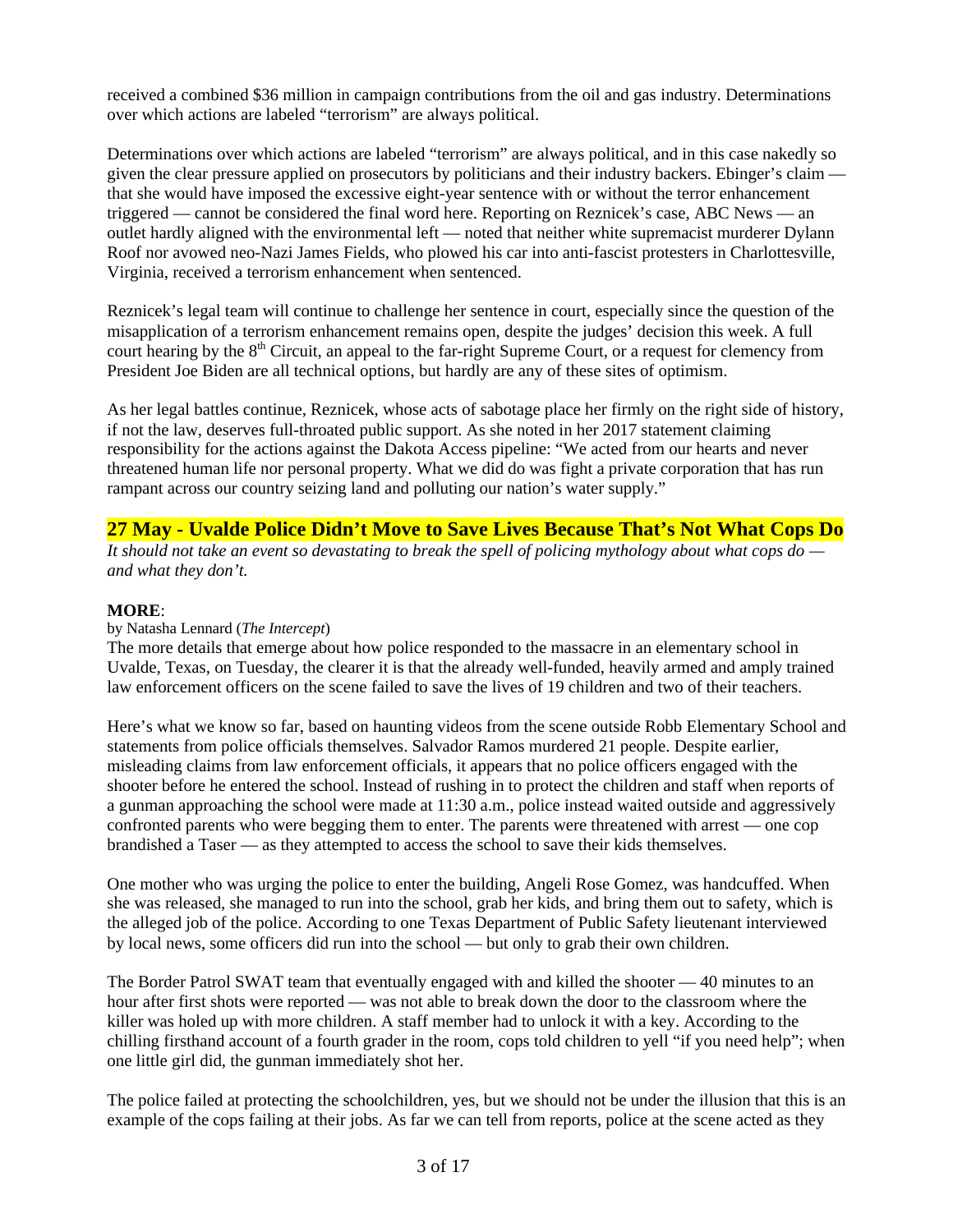received a combined $36 million in campaign contributions from the oil and gas industry. Determinations over which actions are labeled "terrorism" are always political.

Determinations over which actions are labeled "terrorism" are always political, and in this case nakedly so given the clear pressure applied on prosecutors by politicians and their industry backers. Ebinger's claim — that she would have imposed the excessive eight-year sentence with or without the terror enhancement triggered — cannot be considered the final word here. Reporting on Reznicek's case, ABC News — an outlet hardly aligned with the environmental left — noted that neither white supremacist murderer Dylann Roof nor avowed neo-Nazi James Fields, who plowed his car into anti-fascist protesters in Charlottesville, Virginia, received a terrorism enhancement when sentenced.

Reznicek's legal team will continue to challenge her sentence in court, especially since the question of the misapplication of a terrorism enhancement remains open, despite the judges' decision this week. A full court hearing by the 8th Circuit, an appeal to the far-right Supreme Court, or a request for clemency from President Joe Biden are all technical options, but hardly are any of these sites of optimism.

As her legal battles continue, Reznicek, whose acts of sabotage place her firmly on the right side of history, if not the law, deserves full-throated public support. As she noted in her 2017 statement claiming responsibility for the actions against the Dakota Access pipeline: "We acted from our hearts and never threatened human life nor personal property. What we did do was fight a private corporation that has run rampant across our country seizing land and polluting our nation's water supply."

## 27 May - Uvalde Police Didn't Move to Save Lives Because That's Not What Cops Do

*It should not take an event so devastating to break the spell of policing mythology about what cops do — and what they don't.*

**MORE**:

by Natasha Lennard (*The Intercept*)

The more details that emerge about how police responded to the massacre in an elementary school in Uvalde, Texas, on Tuesday, the clearer it is that the already well-funded, heavily armed and amply trained law enforcement officers on the scene failed to save the lives of 19 children and two of their teachers.

Here's what we know so far, based on haunting videos from the scene outside Robb Elementary School and statements from police officials themselves. Salvador Ramos murdered 21 people. Despite earlier, misleading claims from law enforcement officials, it appears that no police officers engaged with the shooter before he entered the school. Instead of rushing in to protect the children and staff when reports of a gunman approaching the school were made at 11:30 a.m., police instead waited outside and aggressively confronted parents who were begging them to enter. The parents were threatened with arrest — one cop brandished a Taser — as they attempted to access the school to save their kids themselves.

One mother who was urging the police to enter the building, Angeli Rose Gomez, was handcuffed. When she was released, she managed to run into the school, grab her kids, and bring them out to safety, which is the alleged job of the police. According to one Texas Department of Public Safety lieutenant interviewed by local news, some officers did run into the school — but only to grab their own children.

The Border Patrol SWAT team that eventually engaged with and killed the shooter — 40 minutes to an hour after first shots were reported — was not able to break down the door to the classroom where the killer was holed up with more children. A staff member had to unlock it with a key. According to the chilling firsthand account of a fourth grader in the room, cops told children to yell "if you need help"; when one little girl did, the gunman immediately shot her.

The police failed at protecting the schoolchildren, yes, but we should not be under the illusion that this is an example of the cops failing at their jobs. As far we can tell from reports, police at the scene acted as they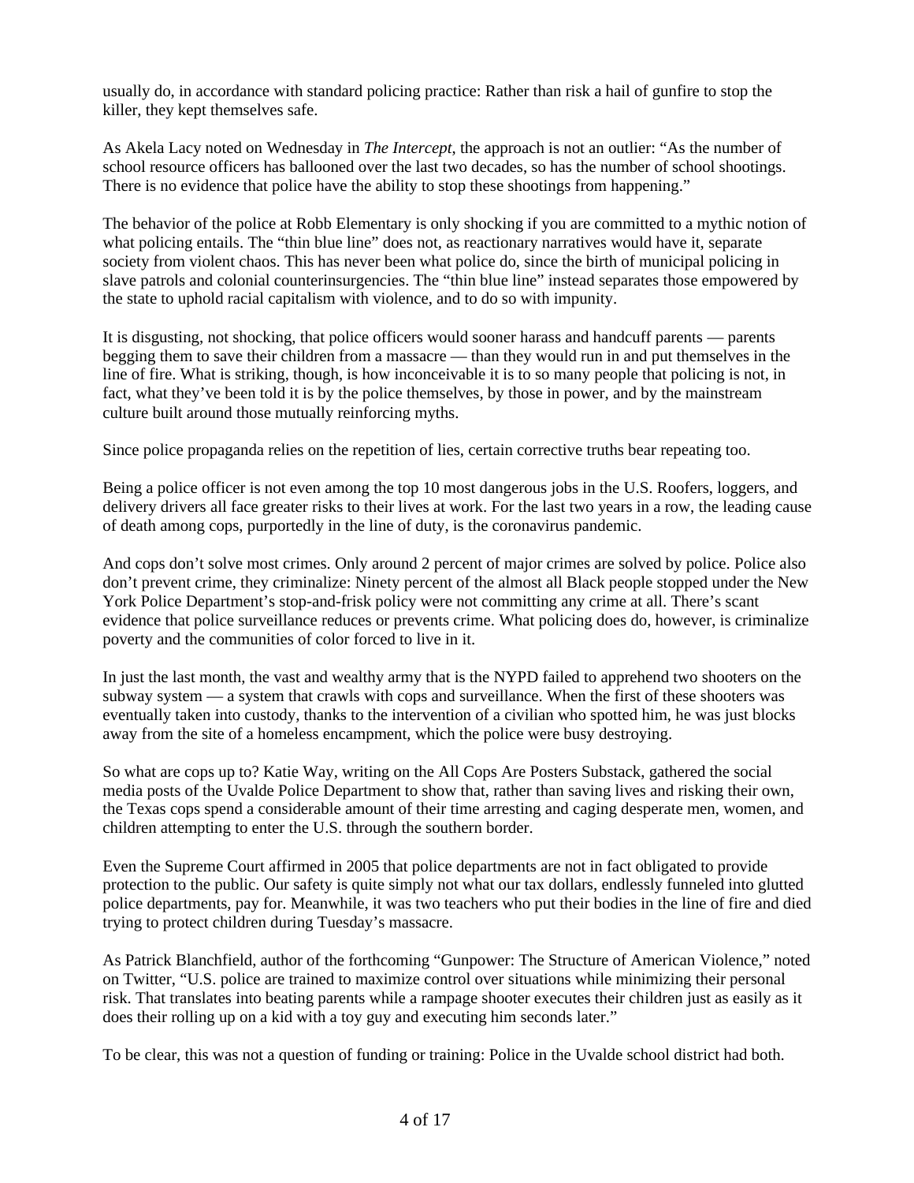usually do, in accordance with standard policing practice: Rather than risk a hail of gunfire to stop the killer, they kept themselves safe.

As Akela Lacy noted on Wednesday in *The Intercept*, the approach is not an outlier: "As the number of school resource officers has ballooned over the last two decades, so has the number of school shootings. There is no evidence that police have the ability to stop these shootings from happening."

The behavior of the police at Robb Elementary is only shocking if you are committed to a mythic notion of what policing entails. The "thin blue line" does not, as reactionary narratives would have it, separate society from violent chaos. This has never been what police do, since the birth of municipal policing in slave patrols and colonial counterinsurgencies. The "thin blue line" instead separates those empowered by the state to uphold racial capitalism with violence, and to do so with impunity.

It is disgusting, not shocking, that police officers would sooner harass and handcuff parents — parents begging them to save their children from a massacre — than they would run in and put themselves in the line of fire. What is striking, though, is how inconceivable it is to so many people that policing is not, in fact, what they've been told it is by the police themselves, by those in power, and by the mainstream culture built around those mutually reinforcing myths.

Since police propaganda relies on the repetition of lies, certain corrective truths bear repeating too.

Being a police officer is not even among the top 10 most dangerous jobs in the U.S. Roofers, loggers, and delivery drivers all face greater risks to their lives at work. For the last two years in a row, the leading cause of death among cops, purportedly in the line of duty, is the coronavirus pandemic.

And cops don't solve most crimes. Only around 2 percent of major crimes are solved by police. Police also don't prevent crime, they criminalize: Ninety percent of the almost all Black people stopped under the New York Police Department's stop-and-frisk policy were not committing any crime at all. There's scant evidence that police surveillance reduces or prevents crime. What policing does do, however, is criminalize poverty and the communities of color forced to live in it.

In just the last month, the vast and wealthy army that is the NYPD failed to apprehend two shooters on the subway system — a system that crawls with cops and surveillance. When the first of these shooters was eventually taken into custody, thanks to the intervention of a civilian who spotted him, he was just blocks away from the site of a homeless encampment, which the police were busy destroying.

So what are cops up to? Katie Way, writing on the All Cops Are Posters Substack, gathered the social media posts of the Uvalde Police Department to show that, rather than saving lives and risking their own, the Texas cops spend a considerable amount of their time arresting and caging desperate men, women, and children attempting to enter the U.S. through the southern border.

Even the Supreme Court affirmed in 2005 that police departments are not in fact obligated to provide protection to the public. Our safety is quite simply not what our tax dollars, endlessly funneled into glutted police departments, pay for. Meanwhile, it was two teachers who put their bodies in the line of fire and died trying to protect children during Tuesday's massacre.

As Patrick Blanchfield, author of the forthcoming "Gunpower: The Structure of American Violence," noted on Twitter, "U.S. police are trained to maximize control over situations while minimizing their personal risk. That translates into beating parents while a rampage shooter executes their children just as easily as it does their rolling up on a kid with a toy guy and executing him seconds later."

To be clear, this was not a question of funding or training: Police in the Uvalde school district had both.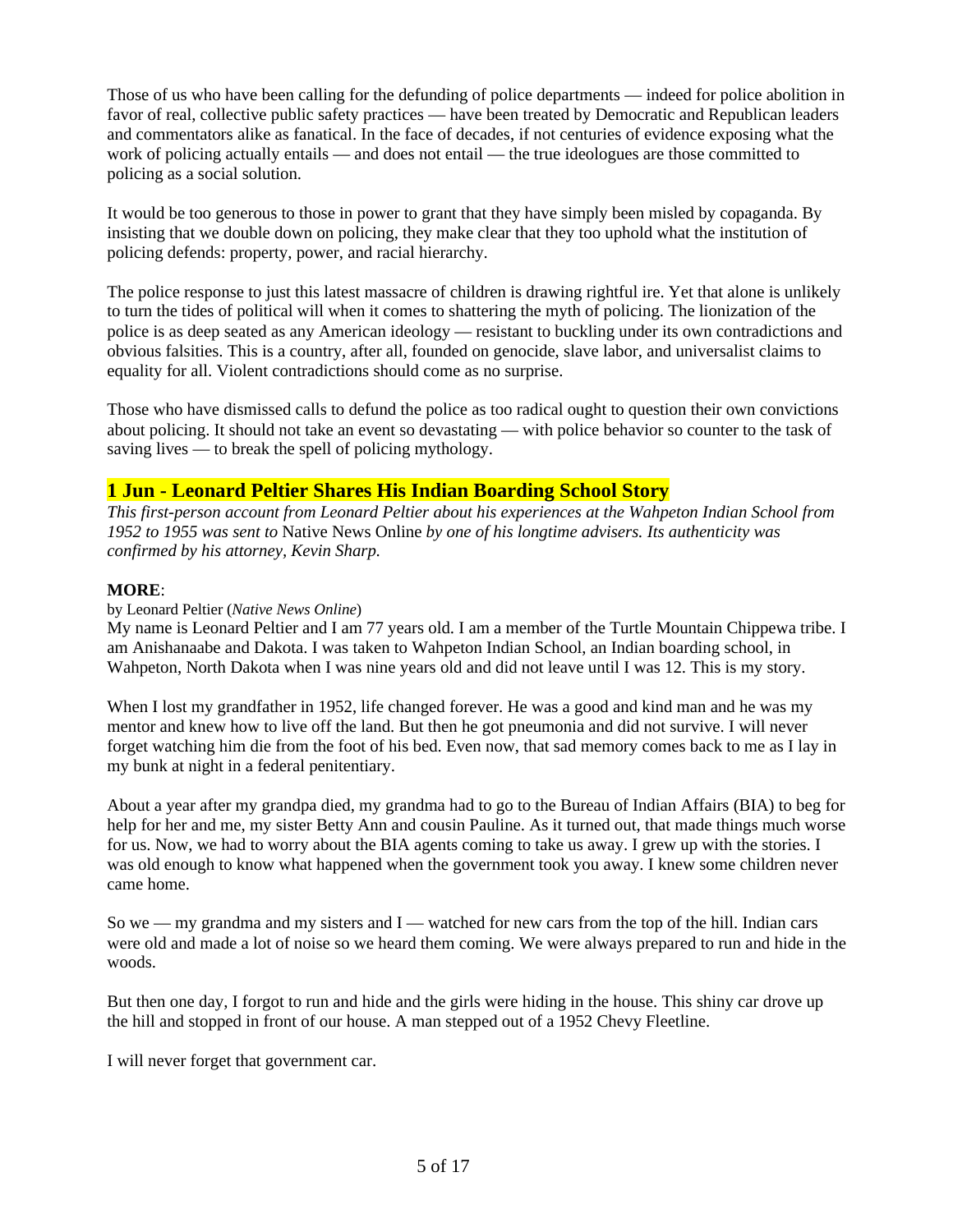Those of us who have been calling for the defunding of police departments — indeed for police abolition in favor of real, collective public safety practices — have been treated by Democratic and Republican leaders and commentators alike as fanatical. In the face of decades, if not centuries of evidence exposing what the work of policing actually entails — and does not entail — the true ideologues are those committed to policing as a social solution.

It would be too generous to those in power to grant that they have simply been misled by copaganda. By insisting that we double down on policing, they make clear that they too uphold what the institution of policing defends: property, power, and racial hierarchy.

The police response to just this latest massacre of children is drawing rightful ire. Yet that alone is unlikely to turn the tides of political will when it comes to shattering the myth of policing. The lionization of the police is as deep seated as any American ideology — resistant to buckling under its own contradictions and obvious falsities. This is a country, after all, founded on genocide, slave labor, and universalist claims to equality for all. Violent contradictions should come as no surprise.

Those who have dismissed calls to defund the police as too radical ought to question their own convictions about policing. It should not take an event so devastating — with police behavior so counter to the task of saving lives — to break the spell of policing mythology.

## 1 Jun - Leonard Peltier Shares His Indian Boarding School Story

*This first-person account from Leonard Peltier about his experiences at the Wahpeton Indian School from 1952 to 1955 was sent to* Native News Online *by one of his longtime advisers. Its authenticity was confirmed by his attorney, Kevin Sharp.*

**MORE**:

by Leonard Peltier (*Native News Online*)

My name is Leonard Peltier and I am 77 years old. I am a member of the Turtle Mountain Chippewa tribe. I am Anishanaabe and Dakota. I was taken to Wahpeton Indian School, an Indian boarding school, in Wahpeton, North Dakota when I was nine years old and did not leave until I was 12. This is my story.

When I lost my grandfather in 1952, life changed forever. He was a good and kind man and he was my mentor and knew how to live off the land. But then he got pneumonia and did not survive. I will never forget watching him die from the foot of his bed. Even now, that sad memory comes back to me as I lay in my bunk at night in a federal penitentiary.

About a year after my grandpa died, my grandma had to go to the Bureau of Indian Affairs (BIA) to beg for help for her and me, my sister Betty Ann and cousin Pauline. As it turned out, that made things much worse for us. Now, we had to worry about the BIA agents coming to take us away. I grew up with the stories. I was old enough to know what happened when the government took you away. I knew some children never came home.

So we — my grandma and my sisters and I — watched for new cars from the top of the hill. Indian cars were old and made a lot of noise so we heard them coming. We were always prepared to run and hide in the woods.

But then one day, I forgot to run and hide and the girls were hiding in the house. This shiny car drove up the hill and stopped in front of our house. A man stepped out of a 1952 Chevy Fleetline.

I will never forget that government car.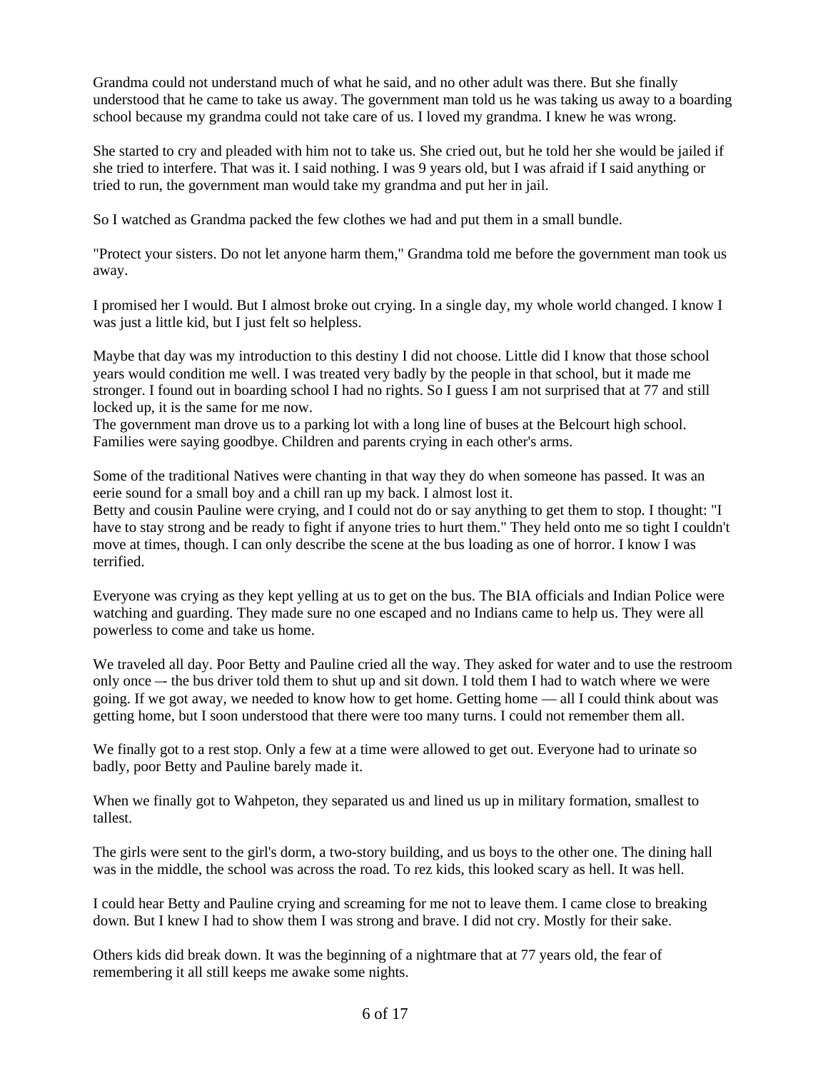Grandma could not understand much of what he said, and no other adult was there. But she finally understood that he came to take us away. The government man told us he was taking us away to a boarding school because my grandma could not take care of us. I loved my grandma. I knew he was wrong.

She started to cry and pleaded with him not to take us. She cried out, but he told her she would be jailed if she tried to interfere. That was it. I said nothing. I was 9 years old, but I was afraid if I said anything or tried to run, the government man would take my grandma and put her in jail.

So I watched as Grandma packed the few clothes we had and put them in a small bundle.

"Protect your sisters. Do not let anyone harm them," Grandma told me before the government man took us away.

I promised her I would. But I almost broke out crying. In a single day, my whole world changed. I know I was just a little kid, but I just felt so helpless.

Maybe that day was my introduction to this destiny I did not choose. Little did I know that those school years would condition me well. I was treated very badly by the people in that school, but it made me stronger. I found out in boarding school I had no rights. So I guess I am not surprised that at 77 and still locked up, it is the same for me now.
The government man drove us to a parking lot with a long line of buses at the Belcourt high school. Families were saying goodbye. Children and parents crying in each other's arms.

Some of the traditional Natives were chanting in that way they do when someone has passed. It was an eerie sound for a small boy and a chill ran up my back. I almost lost it.
Betty and cousin Pauline were crying, and I could not do or say anything to get them to stop. I thought: "I have to stay strong and be ready to fight if anyone tries to hurt them." They held onto me so tight I couldn't move at times, though. I can only describe the scene at the bus loading as one of horror. I know I was terrified.

Everyone was crying as they kept yelling at us to get on the bus. The BIA officials and Indian Police were watching and guarding. They made sure no one escaped and no Indians came to help us. They were all powerless to come and take us home.

We traveled all day. Poor Betty and Pauline cried all the way. They asked for water and to use the restroom only once –- the bus driver told them to shut up and sit down. I told them I had to watch where we were going. If we got away, we needed to know how to get home. Getting home — all I could think about was getting home, but I soon understood that there were too many turns. I could not remember them all.

We finally got to a rest stop. Only a few at a time were allowed to get out. Everyone had to urinate so badly, poor Betty and Pauline barely made it.

When we finally got to Wahpeton, they separated us and lined us up in military formation, smallest to tallest.

The girls were sent to the girl's dorm, a two-story building, and us boys to the other one. The dining hall was in the middle, the school was across the road. To rez kids, this looked scary as hell. It was hell.

I could hear Betty and Pauline crying and screaming for me not to leave them. I came close to breaking down. But I knew I had to show them I was strong and brave. I did not cry. Mostly for their sake.

Others kids did break down. It was the beginning of a nightmare that at 77 years old, the fear of remembering it all still keeps me awake some nights.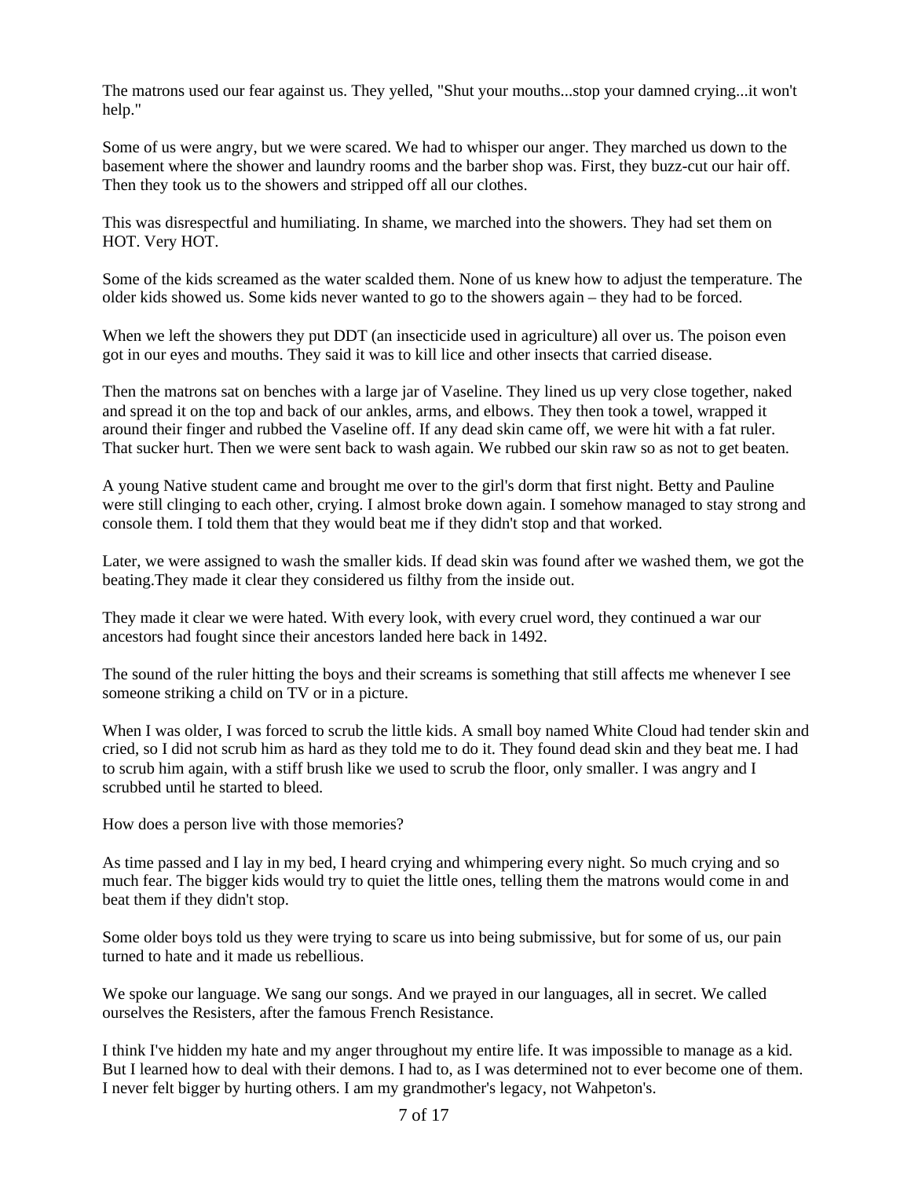The matrons used our fear against us. They yelled, "Shut your mouths...stop your damned crying...it won't help."

Some of us were angry, but we were scared. We had to whisper our anger. They marched us down to the basement where the shower and laundry rooms and the barber shop was. First, they buzz-cut our hair off. Then they took us to the showers and stripped off all our clothes.

This was disrespectful and humiliating. In shame, we marched into the showers. They had set them on HOT. Very HOT.

Some of the kids screamed as the water scalded them. None of us knew how to adjust the temperature. The older kids showed us. Some kids never wanted to go to the showers again – they had to be forced.

When we left the showers they put DDT (an insecticide used in agriculture) all over us. The poison even got in our eyes and mouths. They said it was to kill lice and other insects that carried disease.

Then the matrons sat on benches with a large jar of Vaseline. They lined us up very close together, naked and spread it on the top and back of our ankles, arms, and elbows. They then took a towel, wrapped it around their finger and rubbed the Vaseline off. If any dead skin came off, we were hit with a fat ruler. That sucker hurt. Then we were sent back to wash again. We rubbed our skin raw so as not to get beaten.

A young Native student came and brought me over to the girl's dorm that first night. Betty and Pauline were still clinging to each other, crying. I almost broke down again. I somehow managed to stay strong and console them. I told them that they would beat me if they didn't stop and that worked.

Later, we were assigned to wash the smaller kids. If dead skin was found after we washed them, we got the beating.They made it clear they considered us filthy from the inside out.

They made it clear we were hated. With every look, with every cruel word, they continued a war our ancestors had fought since their ancestors landed here back in 1492.

The sound of the ruler hitting the boys and their screams is something that still affects me whenever I see someone striking a child on TV or in a picture.

When I was older, I was forced to scrub the little kids. A small boy named White Cloud had tender skin and cried, so I did not scrub him as hard as they told me to do it. They found dead skin and they beat me. I had to scrub him again, with a stiff brush like we used to scrub the floor, only smaller. I was angry and I scrubbed until he started to bleed.

How does a person live with those memories?

As time passed and I lay in my bed, I heard crying and whimpering every night. So much crying and so much fear. The bigger kids would try to quiet the little ones, telling them the matrons would come in and beat them if they didn't stop.

Some older boys told us they were trying to scare us into being submissive, but for some of us, our pain turned to hate and it made us rebellious.

We spoke our language. We sang our songs. And we prayed in our languages, all in secret. We called ourselves the Resisters, after the famous French Resistance.

I think I've hidden my hate and my anger throughout my entire life. It was impossible to manage as a kid. But I learned how to deal with their demons. I had to, as I was determined not to ever become one of them. I never felt bigger by hurting others. I am my grandmother's legacy, not Wahpeton's.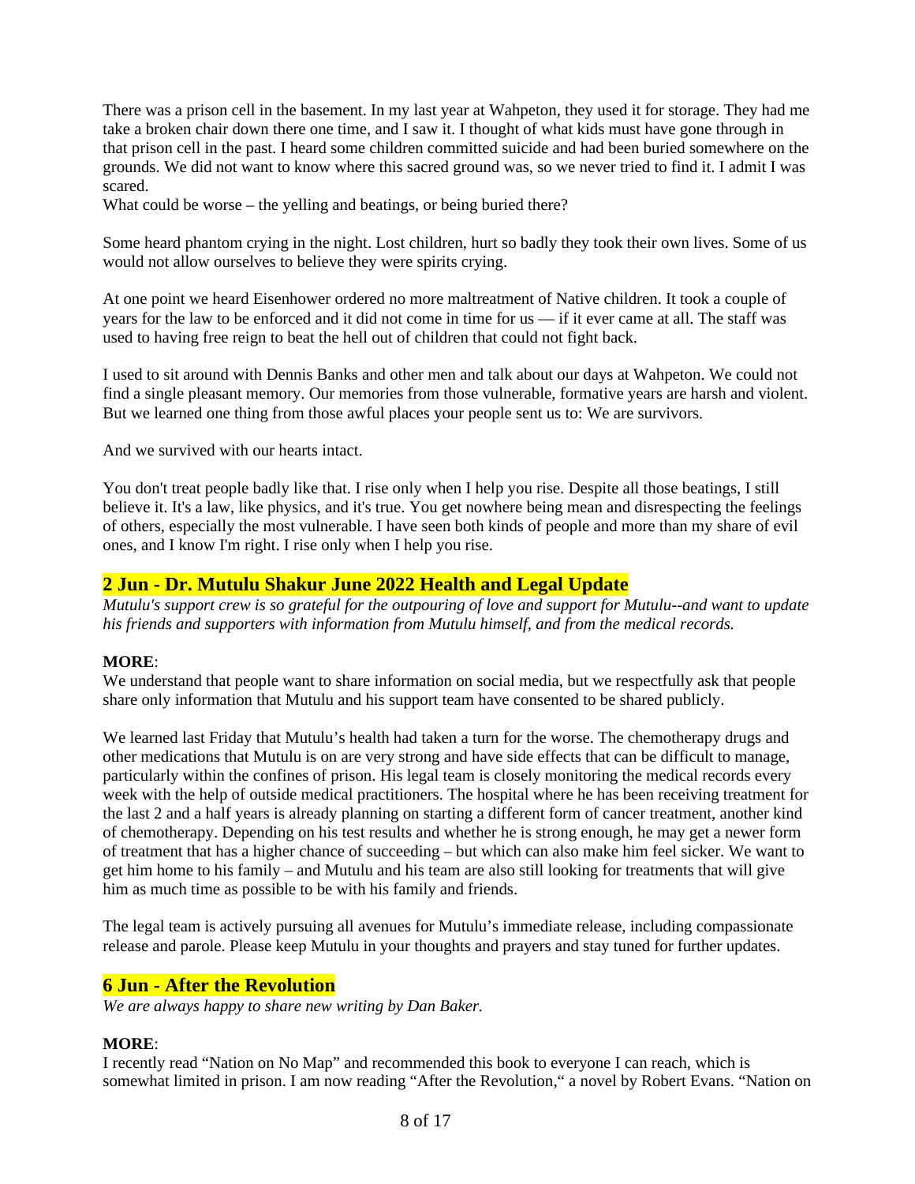There was a prison cell in the basement. In my last year at Wahpeton, they used it for storage. They had me take a broken chair down there one time, and I saw it. I thought of what kids must have gone through in that prison cell in the past. I heard some children committed suicide and had been buried somewhere on the grounds. We did not want to know where this sacred ground was, so we never tried to find it. I admit I was scared.
What could be worse – the yelling and beatings, or being buried there?

Some heard phantom crying in the night. Lost children, hurt so badly they took their own lives. Some of us would not allow ourselves to believe they were spirits crying.

At one point we heard Eisenhower ordered no more maltreatment of Native children. It took a couple of years for the law to be enforced and it did not come in time for us — if it ever came at all. The staff was used to having free reign to beat the hell out of children that could not fight back.

I used to sit around with Dennis Banks and other men and talk about our days at Wahpeton. We could not find a single pleasant memory. Our memories from those vulnerable, formative years are harsh and violent. But we learned one thing from those awful places your people sent us to: We are survivors.

And we survived with our hearts intact.

You don't treat people badly like that. I rise only when I help you rise. Despite all those beatings, I still believe it. It's a law, like physics, and it's true. You get nowhere being mean and disrespecting the feelings of others, especially the most vulnerable. I have seen both kinds of people and more than my share of evil ones, and I know I'm right. I rise only when I help you rise.

## 2 Jun - Dr. Mutulu Shakur June 2022 Health and Legal Update

*Mutulu's support crew is so grateful for the outpouring of love and support for Mutulu--and want to update his friends and supporters with information from Mutulu himself, and from the medical records.*

**MORE**:
We understand that people want to share information on social media, but we respectfully ask that people share only information that Mutulu and his support team have consented to be shared publicly.

We learned last Friday that Mutulu's health had taken a turn for the worse. The chemotherapy drugs and other medications that Mutulu is on are very strong and have side effects that can be difficult to manage, particularly within the confines of prison. His legal team is closely monitoring the medical records every week with the help of outside medical practitioners. The hospital where he has been receiving treatment for the last 2 and a half years is already planning on starting a different form of cancer treatment, another kind of chemotherapy. Depending on his test results and whether he is strong enough, he may get a newer form of treatment that has a higher chance of succeeding – but which can also make him feel sicker. We want to get him home to his family – and Mutulu and his team are also still looking for treatments that will give him as much time as possible to be with his family and friends.

The legal team is actively pursuing all avenues for Mutulu's immediate release, including compassionate release and parole. Please keep Mutulu in your thoughts and prayers and stay tuned for further updates.

## 6 Jun - After the Revolution

*We are always happy to share new writing by Dan Baker.*

**MORE**:
I recently read "Nation on No Map" and recommended this book to everyone I can reach, which is somewhat limited in prison. I am now reading "After the Revolution," a novel by Robert Evans. "Nation on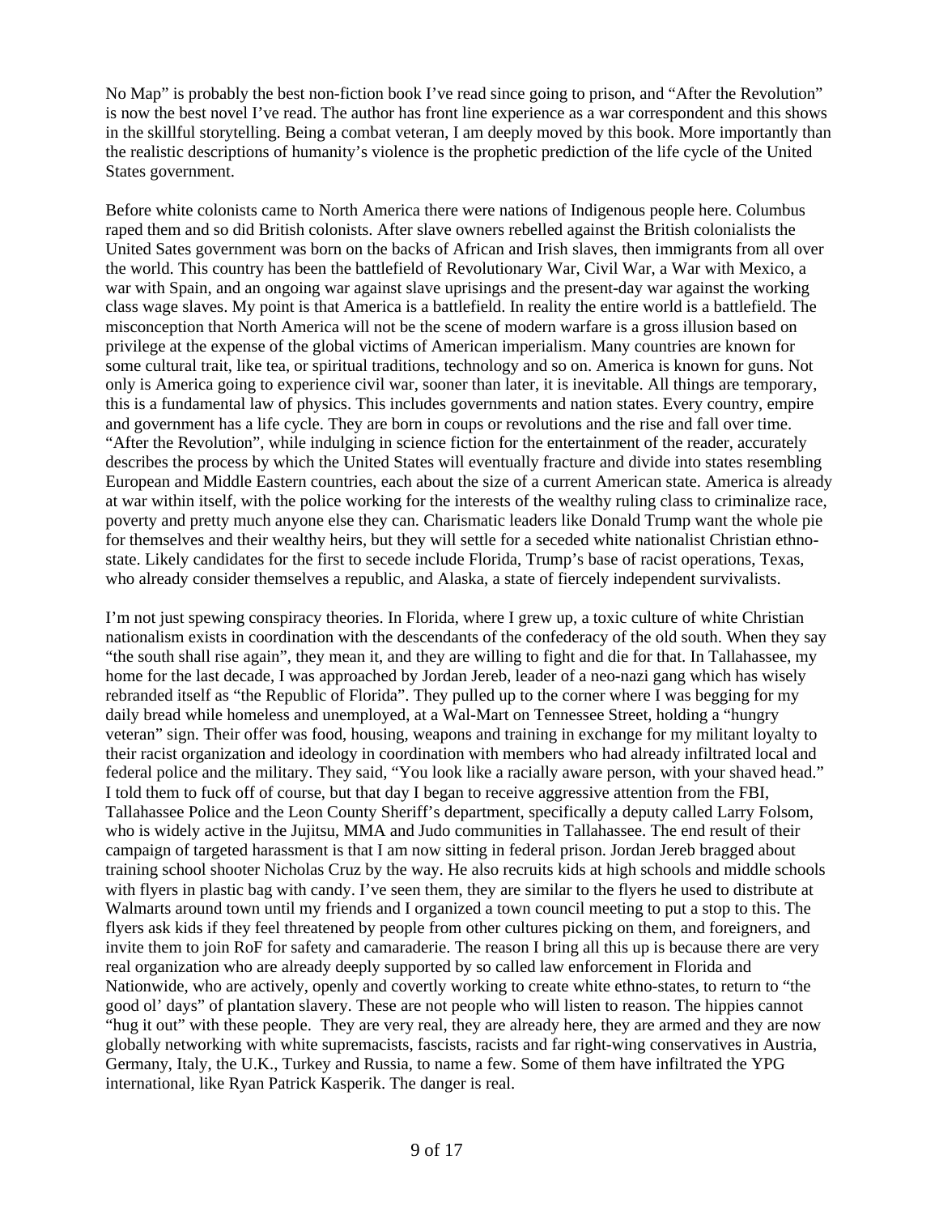No Map" is probably the best non-fiction book I've read since going to prison, and "After the Revolution" is now the best novel I've read. The author has front line experience as a war correspondent and this shows in the skillful storytelling. Being a combat veteran, I am deeply moved by this book. More importantly than the realistic descriptions of humanity's violence is the prophetic prediction of the life cycle of the United States government.

Before white colonists came to North America there were nations of Indigenous people here. Columbus raped them and so did British colonists. After slave owners rebelled against the British colonialists the United Sates government was born on the backs of African and Irish slaves, then immigrants from all over the world. This country has been the battlefield of Revolutionary War, Civil War, a War with Mexico, a war with Spain, and an ongoing war against slave uprisings and the present-day war against the working class wage slaves. My point is that America is a battlefield. In reality the entire world is a battlefield. The misconception that North America will not be the scene of modern warfare is a gross illusion based on privilege at the expense of the global victims of American imperialism. Many countries are known for some cultural trait, like tea, or spiritual traditions, technology and so on. America is known for guns. Not only is America going to experience civil war, sooner than later, it is inevitable. All things are temporary, this is a fundamental law of physics. This includes governments and nation states. Every country, empire and government has a life cycle. They are born in coups or revolutions and the rise and fall over time. "After the Revolution", while indulging in science fiction for the entertainment of the reader, accurately describes the process by which the United States will eventually fracture and divide into states resembling European and Middle Eastern countries, each about the size of a current American state. America is already at war within itself, with the police working for the interests of the wealthy ruling class to criminalize race, poverty and pretty much anyone else they can. Charismatic leaders like Donald Trump want the whole pie for themselves and their wealthy heirs, but they will settle for a seceded white nationalist Christian ethno-state. Likely candidates for the first to secede include Florida, Trump's base of racist operations, Texas, who already consider themselves a republic, and Alaska, a state of fiercely independent survivalists.

I'm not just spewing conspiracy theories. In Florida, where I grew up, a toxic culture of white Christian nationalism exists in coordination with the descendants of the confederacy of the old south. When they say "the south shall rise again", they mean it, and they are willing to fight and die for that. In Tallahassee, my home for the last decade, I was approached by Jordan Jereb, leader of a neo-nazi gang which has wisely rebranded itself as "the Republic of Florida". They pulled up to the corner where I was begging for my daily bread while homeless and unemployed, at a Wal-Mart on Tennessee Street, holding a "hungry veteran" sign. Their offer was food, housing, weapons and training in exchange for my militant loyalty to their racist organization and ideology in coordination with members who had already infiltrated local and federal police and the military. They said, "You look like a racially aware person, with your shaved head." I told them to fuck off of course, but that day I began to receive aggressive attention from the FBI, Tallahassee Police and the Leon County Sheriff's department, specifically a deputy called Larry Folsom, who is widely active in the Jujitsu, MMA and Judo communities in Tallahassee. The end result of their campaign of targeted harassment is that I am now sitting in federal prison. Jordan Jereb bragged about training school shooter Nicholas Cruz by the way. He also recruits kids at high schools and middle schools with flyers in plastic bag with candy. I've seen them, they are similar to the flyers he used to distribute at Walmarts around town until my friends and I organized a town council meeting to put a stop to this. The flyers ask kids if they feel threatened by people from other cultures picking on them, and foreigners, and invite them to join RoF for safety and camaraderie. The reason I bring all this up is because there are very real organization who are already deeply supported by so called law enforcement in Florida and Nationwide, who are actively, openly and covertly working to create white ethno-states, to return to "the good ol' days" of plantation slavery. These are not people who will listen to reason. The hippies cannot "hug it out" with these people. They are very real, they are already here, they are armed and they are now globally networking with white supremacists, fascists, racists and far right-wing conservatives in Austria, Germany, Italy, the U.K., Turkey and Russia, to name a few. Some of them have infiltrated the YPG international, like Ryan Patrick Kasperik. The danger is real.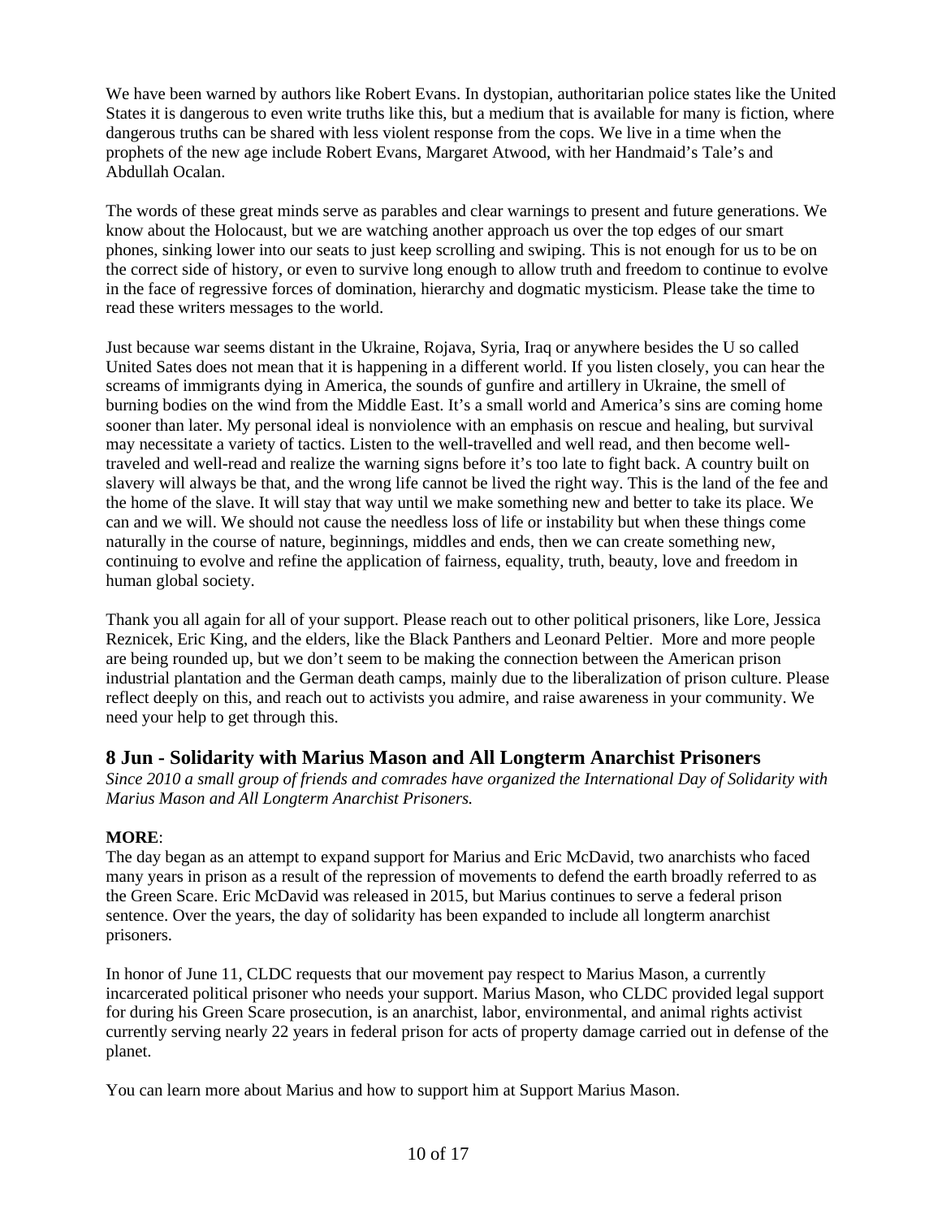We have been warned by authors like Robert Evans. In dystopian, authoritarian police states like the United States it is dangerous to even write truths like this, but a medium that is available for many is fiction, where dangerous truths can be shared with less violent response from the cops. We live in a time when the prophets of the new age include Robert Evans, Margaret Atwood, with her Handmaid's Tale's and Abdullah Ocalan.

The words of these great minds serve as parables and clear warnings to present and future generations. We know about the Holocaust, but we are watching another approach us over the top edges of our smart phones, sinking lower into our seats to just keep scrolling and swiping. This is not enough for us to be on the correct side of history, or even to survive long enough to allow truth and freedom to continue to evolve in the face of regressive forces of domination, hierarchy and dogmatic mysticism. Please take the time to read these writers messages to the world.

Just because war seems distant in the Ukraine, Rojava, Syria, Iraq or anywhere besides the U so called United Sates does not mean that it is happening in a different world. If you listen closely, you can hear the screams of immigrants dying in America, the sounds of gunfire and artillery in Ukraine, the smell of burning bodies on the wind from the Middle East. It's a small world and America's sins are coming home sooner than later. My personal ideal is nonviolence with an emphasis on rescue and healing, but survival may necessitate a variety of tactics. Listen to the well-travelled and well read, and then become well-traveled and well-read and realize the warning signs before it's too late to fight back. A country built on slavery will always be that, and the wrong life cannot be lived the right way. This is the land of the fee and the home of the slave. It will stay that way until we make something new and better to take its place. We can and we will. We should not cause the needless loss of life or instability but when these things come naturally in the course of nature, beginnings, middles and ends, then we can create something new, continuing to evolve and refine the application of fairness, equality, truth, beauty, love and freedom in human global society.

Thank you all again for all of your support. Please reach out to other political prisoners, like Lore, Jessica Reznicek, Eric King, and the elders, like the Black Panthers and Leonard Peltier. More and more people are being rounded up, but we don't seem to be making the connection between the American prison industrial plantation and the German death camps, mainly due to the liberalization of prison culture. Please reflect deeply on this, and reach out to activists you admire, and raise awareness in your community. We need your help to get through this.

## 8 Jun - Solidarity with Marius Mason and All Longterm Anarchist Prisoners

*Since 2010 a small group of friends and comrades have organized the International Day of Solidarity with Marius Mason and All Longterm Anarchist Prisoners.*

**MORE**:

The day began as an attempt to expand support for Marius and Eric McDavid, two anarchists who faced many years in prison as a result of the repression of movements to defend the earth broadly referred to as the Green Scare. Eric McDavid was released in 2015, but Marius continues to serve a federal prison sentence. Over the years, the day of solidarity has been expanded to include all longterm anarchist prisoners.

In honor of June 11, CLDC requests that our movement pay respect to Marius Mason, a currently incarcerated political prisoner who needs your support. Marius Mason, who CLDC provided legal support for during his Green Scare prosecution, is an anarchist, labor, environmental, and animal rights activist currently serving nearly 22 years in federal prison for acts of property damage carried out in defense of the planet.

You can learn more about Marius and how to support him at Support Marius Mason.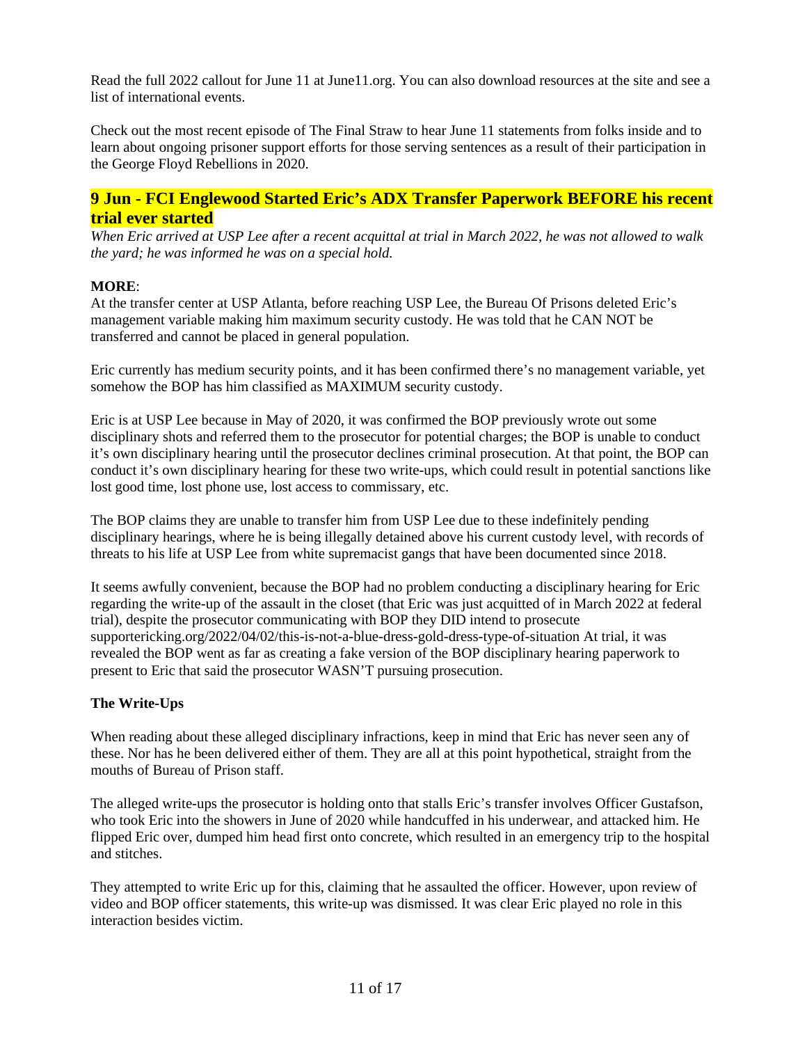Read the full 2022 callout for June 11 at June11.org. You can also download resources at the site and see a list of international events.

Check out the most recent episode of The Final Straw to hear June 11 statements from folks inside and to learn about ongoing prisoner support efforts for those serving sentences as a result of their participation in the George Floyd Rebellions in 2020.

## 9 Jun - FCI Englewood Started Eric's ADX Transfer Paperwork BEFORE his recent trial ever started

*When Eric arrived at USP Lee after a recent acquittal at trial in March 2022, he was not allowed to walk the yard; he was informed he was on a special hold.*

**MORE**:

At the transfer center at USP Atlanta, before reaching USP Lee, the Bureau Of Prisons deleted Eric's management variable making him maximum security custody. He was told that he CAN NOT be transferred and cannot be placed in general population.

Eric currently has medium security points, and it has been confirmed there's no management variable, yet somehow the BOP has him classified as MAXIMUM security custody.

Eric is at USP Lee because in May of 2020, it was confirmed the BOP previously wrote out some disciplinary shots and referred them to the prosecutor for potential charges; the BOP is unable to conduct it's own disciplinary hearing until the prosecutor declines criminal prosecution. At that point, the BOP can conduct it's own disciplinary hearing for these two write-ups, which could result in potential sanctions like lost good time, lost phone use, lost access to commissary, etc.

The BOP claims they are unable to transfer him from USP Lee due to these indefinitely pending disciplinary hearings, where he is being illegally detained above his current custody level, with records of threats to his life at USP Lee from white supremacist gangs that have been documented since 2018.

It seems awfully convenient, because the BOP had no problem conducting a disciplinary hearing for Eric regarding the write-up of the assault in the closet (that Eric was just acquitted of in March 2022 at federal trial), despite the prosecutor communicating with BOP they DID intend to prosecute supportericking.org/2022/04/02/this-is-not-a-blue-dress-gold-dress-type-of-situation At trial, it was revealed the BOP went as far as creating a fake version of the BOP disciplinary hearing paperwork to present to Eric that said the prosecutor WASN'T pursuing prosecution.

**The Write-Ups**

When reading about these alleged disciplinary infractions, keep in mind that Eric has never seen any of these. Nor has he been delivered either of them. They are all at this point hypothetical, straight from the mouths of Bureau of Prison staff.

The alleged write-ups the prosecutor is holding onto that stalls Eric's transfer involves Officer Gustafson, who took Eric into the showers in June of 2020 while handcuffed in his underwear, and attacked him. He flipped Eric over, dumped him head first onto concrete, which resulted in an emergency trip to the hospital and stitches.

They attempted to write Eric up for this, claiming that he assaulted the officer. However, upon review of video and BOP officer statements, this write-up was dismissed. It was clear Eric played no role in this interaction besides victim.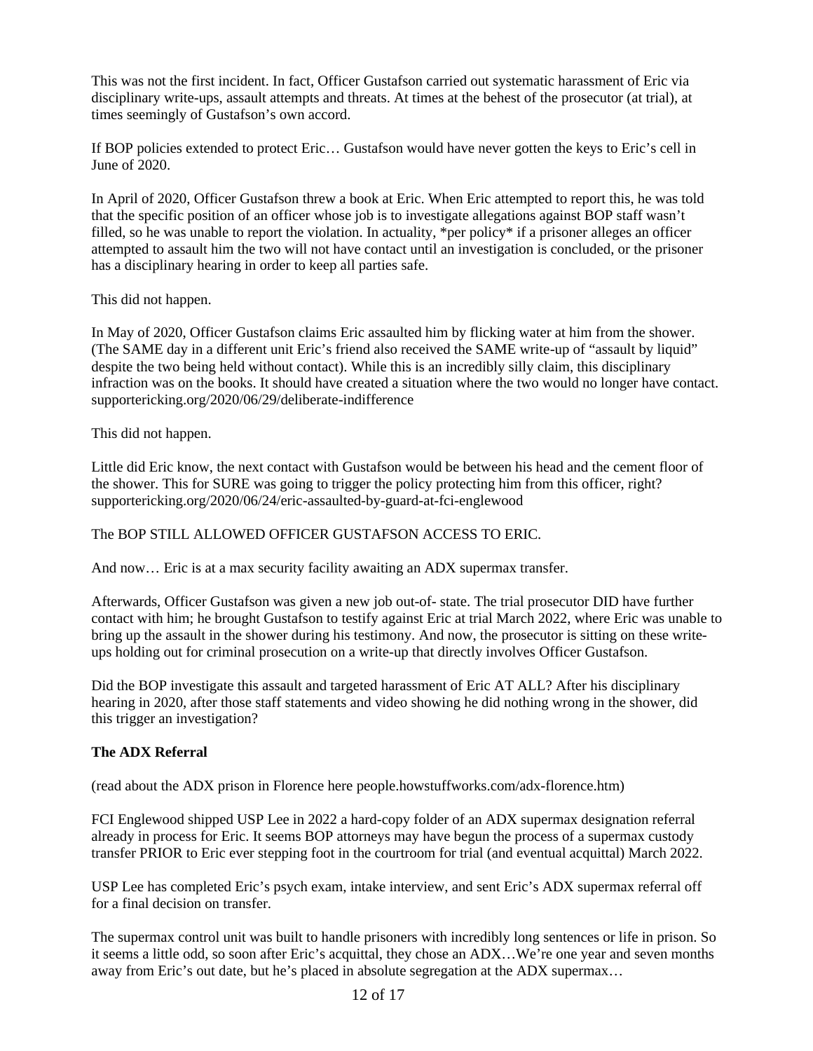This was not the first incident. In fact, Officer Gustafson carried out systematic harassment of Eric via disciplinary write-ups, assault attempts and threats. At times at the behest of the prosecutor (at trial), at times seemingly of Gustafson's own accord.

If BOP policies extended to protect Eric… Gustafson would have never gotten the keys to Eric's cell in June of 2020.

In April of 2020, Officer Gustafson threw a book at Eric. When Eric attempted to report this, he was told that the specific position of an officer whose job is to investigate allegations against BOP staff wasn't filled, so he was unable to report the violation. In actuality, *per policy* if a prisoner alleges an officer attempted to assault him the two will not have contact until an investigation is concluded, or the prisoner has a disciplinary hearing in order to keep all parties safe.

This did not happen.

In May of 2020, Officer Gustafson claims Eric assaulted him by flicking water at him from the shower. (The SAME day in a different unit Eric's friend also received the SAME write-up of "assault by liquid" despite the two being held without contact). While this is an incredibly silly claim, this disciplinary infraction was on the books. It should have created a situation where the two would no longer have contact. supportericking.org/2020/06/29/deliberate-indifference

This did not happen.

Little did Eric know, the next contact with Gustafson would be between his head and the cement floor of the shower. This for SURE was going to trigger the policy protecting him from this officer, right? supportericking.org/2020/06/24/eric-assaulted-by-guard-at-fci-englewood

The BOP STILL ALLOWED OFFICER GUSTAFSON ACCESS TO ERIC.

And now… Eric is at a max security facility awaiting an ADX supermax transfer.

Afterwards, Officer Gustafson was given a new job out-of- state. The trial prosecutor DID have further contact with him; he brought Gustafson to testify against Eric at trial March 2022, where Eric was unable to bring up the assault in the shower during his testimony. And now, the prosecutor is sitting on these write-ups holding out for criminal prosecution on a write-up that directly involves Officer Gustafson.

Did the BOP investigate this assault and targeted harassment of Eric AT ALL? After his disciplinary hearing in 2020, after those staff statements and video showing he did nothing wrong in the shower, did this trigger an investigation?

**The ADX Referral**

(read about the ADX prison in Florence here people.howstuffworks.com/adx-florence.htm)

FCI Englewood shipped USP Lee in 2022 a hard-copy folder of an ADX supermax designation referral already in process for Eric. It seems BOP attorneys may have begun the process of a supermax custody transfer PRIOR to Eric ever stepping foot in the courtroom for trial (and eventual acquittal) March 2022.

USP Lee has completed Eric's psych exam, intake interview, and sent Eric's ADX supermax referral off for a final decision on transfer.

The supermax control unit was built to handle prisoners with incredibly long sentences or life in prison. So it seems a little odd, so soon after Eric's acquittal, they chose an ADX…We're one year and seven months away from Eric's out date, but he's placed in absolute segregation at the ADX supermax…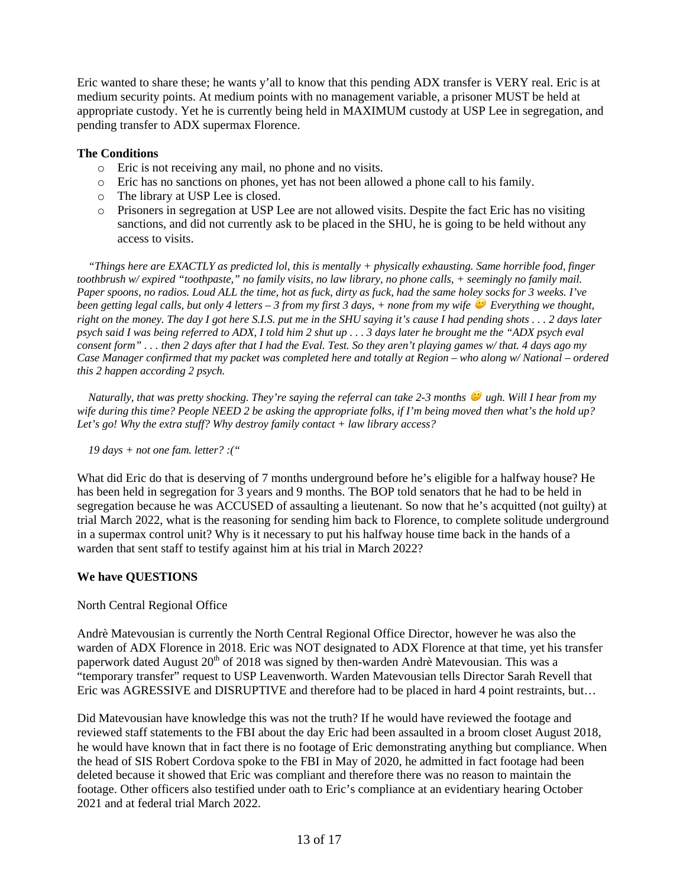Eric wanted to share these; he wants y'all to know that this pending ADX transfer is VERY real. Eric is at medium security points. At medium points with no management variable, a prisoner MUST be held at appropriate custody. Yet he is currently being held in MAXIMUM custody at USP Lee in segregation, and pending transfer to ADX supermax Florence.

**The Conditions**

- Eric is not receiving any mail, no phone and no visits.
- Eric has no sanctions on phones, yet has not been allowed a phone call to his family.
- The library at USP Lee is closed.
- Prisoners in segregation at USP Lee are not allowed visits. Despite the fact Eric has no visiting sanctions, and did not currently ask to be placed in the SHU, he is going to be held without any access to visits.

*"Things here are EXACTLY as predicted lol, this is mentally + physically exhausting. Same horrible food, finger toothbrush w/ expired "toothpaste," no family visits, no law library, no phone calls, + seemingly no family mail. Paper spoons, no radios. Loud ALL the time, hot as fuck, dirty as fuck, had the same holey socks for 3 weeks. I've been getting legal calls, but only 4 letters – 3 from my first 3 days, + none from my wife 😕 Everything we thought, right on the money. The day I got here S.I.S. put me in the SHU saying it's cause I had pending shots . . . 2 days later psych said I was being referred to ADX, I told him 2 shut up . . . 3 days later he brought me the "ADX psych eval consent form" . . . then 2 days after that I had the Eval. Test. So they aren't playing games w/ that. 4 days ago my Case Manager confirmed that my packet was completed here and totally at Region – who along w/ National – ordered this 2 happen according 2 psych.*

*Naturally, that was pretty shocking. They're saying the referral can take 2-3 months 😕 ugh. Will I hear from my wife during this time? People NEED 2 be asking the appropriate folks, if I'm being moved then what's the hold up? Let's go! Why the extra stuff? Why destroy family contact + law library access?*

*19 days + not one fam. letter? :("*

What did Eric do that is deserving of 7 months underground before he's eligible for a halfway house? He has been held in segregation for 3 years and 9 months. The BOP told senators that he had to be held in segregation because he was ACCUSED of assaulting a lieutenant. So now that he's acquitted (not guilty) at trial March 2022, what is the reasoning for sending him back to Florence, to complete solitude underground in a supermax control unit? Why is it necessary to put his halfway house time back in the hands of a warden that sent staff to testify against him at his trial in March 2022?

**We have QUESTIONS**

North Central Regional Office

Andrè Matevousian is currently the North Central Regional Office Director, however he was also the warden of ADX Florence in 2018. Eric was NOT designated to ADX Florence at that time, yet his transfer paperwork dated August 20th of 2018 was signed by then-warden Andrè Matevousian. This was a "temporary transfer" request to USP Leavenworth. Warden Matevousian tells Director Sarah Revell that Eric was AGRESSIVE and DISRUPTIVE and therefore had to be placed in hard 4 point restraints, but…

Did Matevousian have knowledge this was not the truth? If he would have reviewed the footage and reviewed staff statements to the FBI about the day Eric had been assaulted in a broom closet August 2018, he would have known that in fact there is no footage of Eric demonstrating anything but compliance. When the head of SIS Robert Cordova spoke to the FBI in May of 2020, he admitted in fact footage had been deleted because it showed that Eric was compliant and therefore there was no reason to maintain the footage. Other officers also testified under oath to Eric's compliance at an evidentiary hearing October 2021 and at federal trial March 2022.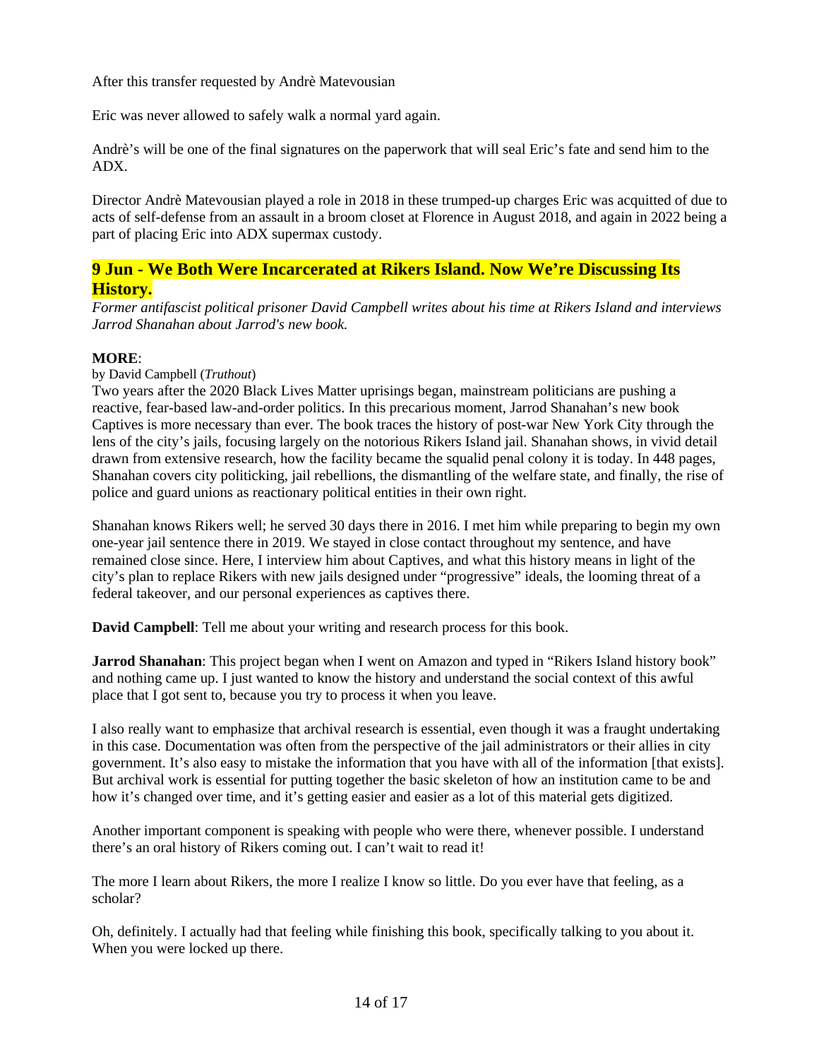After this transfer requested by Andrè Matevousian

Eric was never allowed to safely walk a normal yard again.

Andrè's will be one of the final signatures on the paperwork that will seal Eric's fate and send him to the ADX.

Director Andrè Matevousian played a role in 2018 in these trumped-up charges Eric was acquitted of due to acts of self-defense from an assault in a broom closet at Florence in August 2018, and again in 2022 being a part of placing Eric into ADX supermax custody.

## 9 Jun - We Both Were Incarcerated at Rikers Island. Now We're Discussing Its History.

*Former antifascist political prisoner David Campbell writes about his time at Rikers Island and interviews Jarrod Shanahan about Jarrod's new book.*

**MORE**:

by David Campbell (*Truthout*)

Two years after the 2020 Black Lives Matter uprisings began, mainstream politicians are pushing a reactive, fear-based law-and-order politics. In this precarious moment, Jarrod Shanahan's new book Captives is more necessary than ever. The book traces the history of post-war New York City through the lens of the city's jails, focusing largely on the notorious Rikers Island jail. Shanahan shows, in vivid detail drawn from extensive research, how the facility became the squalid penal colony it is today. In 448 pages, Shanahan covers city politicking, jail rebellions, the dismantling of the welfare state, and finally, the rise of police and guard unions as reactionary political entities in their own right.

Shanahan knows Rikers well; he served 30 days there in 2016. I met him while preparing to begin my own one-year jail sentence there in 2019. We stayed in close contact throughout my sentence, and have remained close since. Here, I interview him about Captives, and what this history means in light of the city's plan to replace Rikers with new jails designed under "progressive" ideals, the looming threat of a federal takeover, and our personal experiences as captives there.

**David Campbell**: Tell me about your writing and research process for this book.

**Jarrod Shanahan**: This project began when I went on Amazon and typed in "Rikers Island history book" and nothing came up. I just wanted to know the history and understand the social context of this awful place that I got sent to, because you try to process it when you leave.

I also really want to emphasize that archival research is essential, even though it was a fraught undertaking in this case. Documentation was often from the perspective of the jail administrators or their allies in city government. It's also easy to mistake the information that you have with all of the information [that exists]. But archival work is essential for putting together the basic skeleton of how an institution came to be and how it's changed over time, and it's getting easier and easier as a lot of this material gets digitized.

Another important component is speaking with people who were there, whenever possible. I understand there's an oral history of Rikers coming out. I can't wait to read it!

The more I learn about Rikers, the more I realize I know so little. Do you ever have that feeling, as a scholar?

Oh, definitely. I actually had that feeling while finishing this book, specifically talking to you about it. When you were locked up there.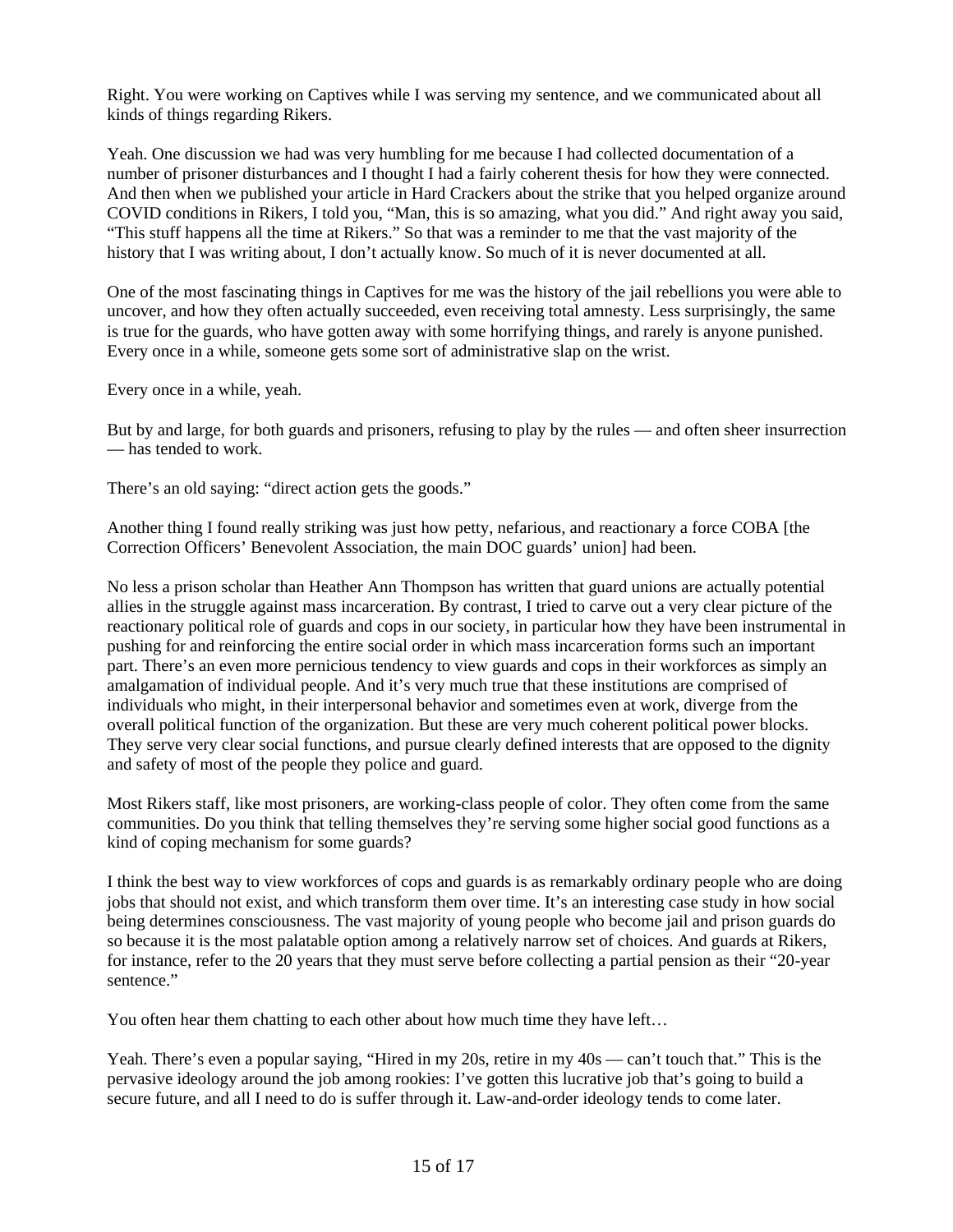Right. You were working on Captives while I was serving my sentence, and we communicated about all kinds of things regarding Rikers.

Yeah. One discussion we had was very humbling for me because I had collected documentation of a number of prisoner disturbances and I thought I had a fairly coherent thesis for how they were connected. And then when we published your article in Hard Crackers about the strike that you helped organize around COVID conditions in Rikers, I told you, "Man, this is so amazing, what you did." And right away you said, "This stuff happens all the time at Rikers." So that was a reminder to me that the vast majority of the history that I was writing about, I don't actually know. So much of it is never documented at all.

One of the most fascinating things in Captives for me was the history of the jail rebellions you were able to uncover, and how they often actually succeeded, even receiving total amnesty. Less surprisingly, the same is true for the guards, who have gotten away with some horrifying things, and rarely is anyone punished. Every once in a while, someone gets some sort of administrative slap on the wrist.

Every once in a while, yeah.

But by and large, for both guards and prisoners, refusing to play by the rules — and often sheer insurrection — has tended to work.

There's an old saying: "direct action gets the goods."

Another thing I found really striking was just how petty, nefarious, and reactionary a force COBA [the Correction Officers' Benevolent Association, the main DOC guards' union] had been.

No less a prison scholar than Heather Ann Thompson has written that guard unions are actually potential allies in the struggle against mass incarceration. By contrast, I tried to carve out a very clear picture of the reactionary political role of guards and cops in our society, in particular how they have been instrumental in pushing for and reinforcing the entire social order in which mass incarceration forms such an important part. There's an even more pernicious tendency to view guards and cops in their workforces as simply an amalgamation of individual people. And it's very much true that these institutions are comprised of individuals who might, in their interpersonal behavior and sometimes even at work, diverge from the overall political function of the organization. But these are very much coherent political power blocks. They serve very clear social functions, and pursue clearly defined interests that are opposed to the dignity and safety of most of the people they police and guard.

Most Rikers staff, like most prisoners, are working-class people of color. They often come from the same communities. Do you think that telling themselves they're serving some higher social good functions as a kind of coping mechanism for some guards?

I think the best way to view workforces of cops and guards is as remarkably ordinary people who are doing jobs that should not exist, and which transform them over time. It's an interesting case study in how social being determines consciousness. The vast majority of young people who become jail and prison guards do so because it is the most palatable option among a relatively narrow set of choices. And guards at Rikers, for instance, refer to the 20 years that they must serve before collecting a partial pension as their "20-year sentence."

You often hear them chatting to each other about how much time they have left…

Yeah. There's even a popular saying, "Hired in my 20s, retire in my 40s — can't touch that." This is the pervasive ideology around the job among rookies: I've gotten this lucrative job that's going to build a secure future, and all I need to do is suffer through it. Law-and-order ideology tends to come later.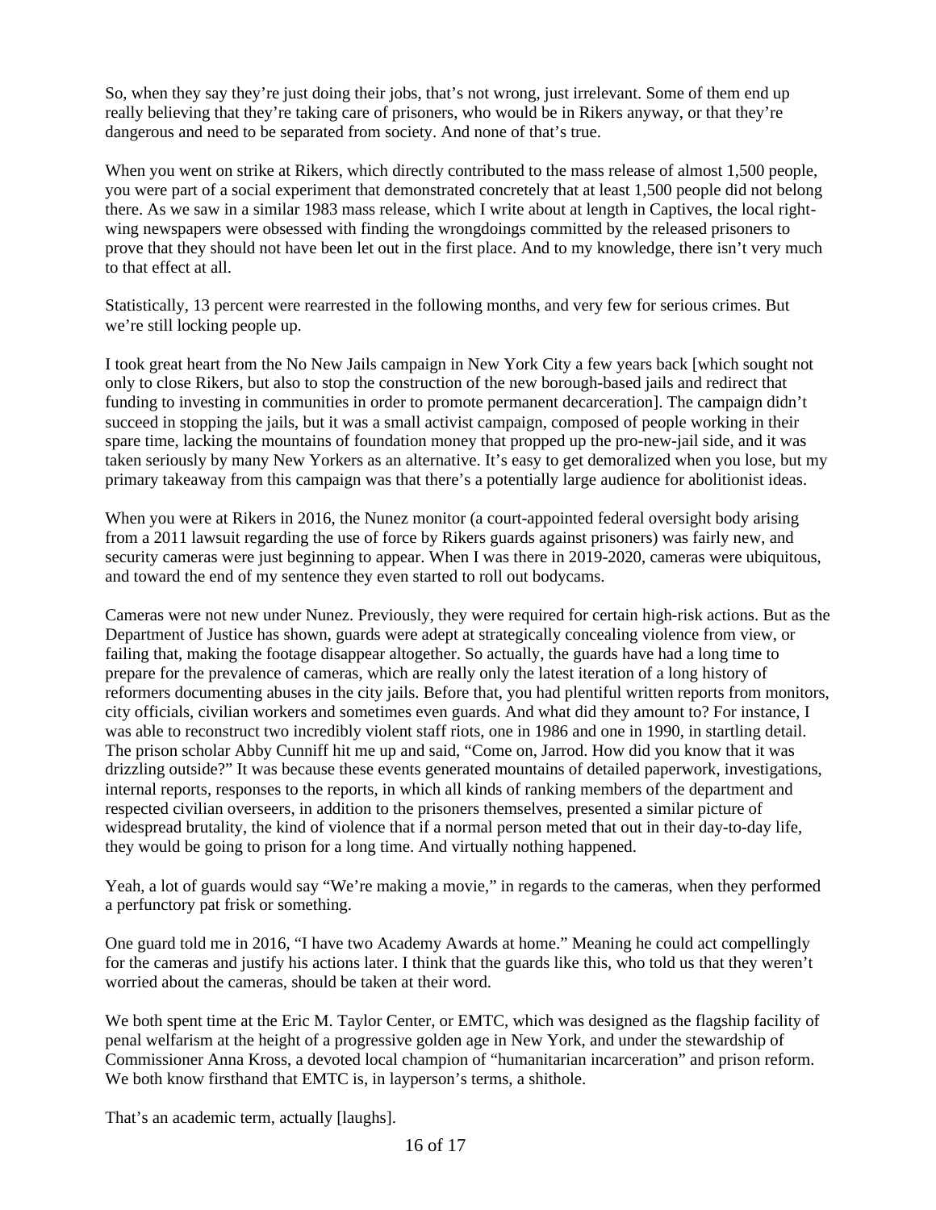So, when they say they're just doing their jobs, that's not wrong, just irrelevant. Some of them end up really believing that they're taking care of prisoners, who would be in Rikers anyway, or that they're dangerous and need to be separated from society. And none of that's true.

When you went on strike at Rikers, which directly contributed to the mass release of almost 1,500 people, you were part of a social experiment that demonstrated concretely that at least 1,500 people did not belong there. As we saw in a similar 1983 mass release, which I write about at length in Captives, the local right-wing newspapers were obsessed with finding the wrongdoings committed by the released prisoners to prove that they should not have been let out in the first place. And to my knowledge, there isn't very much to that effect at all.

Statistically, 13 percent were rearrested in the following months, and very few for serious crimes. But we're still locking people up.

I took great heart from the No New Jails campaign in New York City a few years back [which sought not only to close Rikers, but also to stop the construction of the new borough-based jails and redirect that funding to investing in communities in order to promote permanent decarceration]. The campaign didn't succeed in stopping the jails, but it was a small activist campaign, composed of people working in their spare time, lacking the mountains of foundation money that propped up the pro-new-jail side, and it was taken seriously by many New Yorkers as an alternative. It's easy to get demoralized when you lose, but my primary takeaway from this campaign was that there's a potentially large audience for abolitionist ideas.

When you were at Rikers in 2016, the Nunez monitor (a court-appointed federal oversight body arising from a 2011 lawsuit regarding the use of force by Rikers guards against prisoners) was fairly new, and security cameras were just beginning to appear. When I was there in 2019-2020, cameras were ubiquitous, and toward the end of my sentence they even started to roll out bodycams.

Cameras were not new under Nunez. Previously, they were required for certain high-risk actions. But as the Department of Justice has shown, guards were adept at strategically concealing violence from view, or failing that, making the footage disappear altogether. So actually, the guards have had a long time to prepare for the prevalence of cameras, which are really only the latest iteration of a long history of reformers documenting abuses in the city jails. Before that, you had plentiful written reports from monitors, city officials, civilian workers and sometimes even guards. And what did they amount to? For instance, I was able to reconstruct two incredibly violent staff riots, one in 1986 and one in 1990, in startling detail. The prison scholar Abby Cunniff hit me up and said, "Come on, Jarrod. How did you know that it was drizzling outside?" It was because these events generated mountains of detailed paperwork, investigations, internal reports, responses to the reports, in which all kinds of ranking members of the department and respected civilian overseers, in addition to the prisoners themselves, presented a similar picture of widespread brutality, the kind of violence that if a normal person meted that out in their day-to-day life, they would be going to prison for a long time. And virtually nothing happened.

Yeah, a lot of guards would say "We're making a movie," in regards to the cameras, when they performed a perfunctory pat frisk or something.

One guard told me in 2016, "I have two Academy Awards at home." Meaning he could act compellingly for the cameras and justify his actions later. I think that the guards like this, who told us that they weren't worried about the cameras, should be taken at their word.

We both spent time at the Eric M. Taylor Center, or EMTC, which was designed as the flagship facility of penal welfarism at the height of a progressive golden age in New York, and under the stewardship of Commissioner Anna Kross, a devoted local champion of "humanitarian incarceration" and prison reform. We both know firsthand that EMTC is, in layperson's terms, a shithole.

That's an academic term, actually [laughs].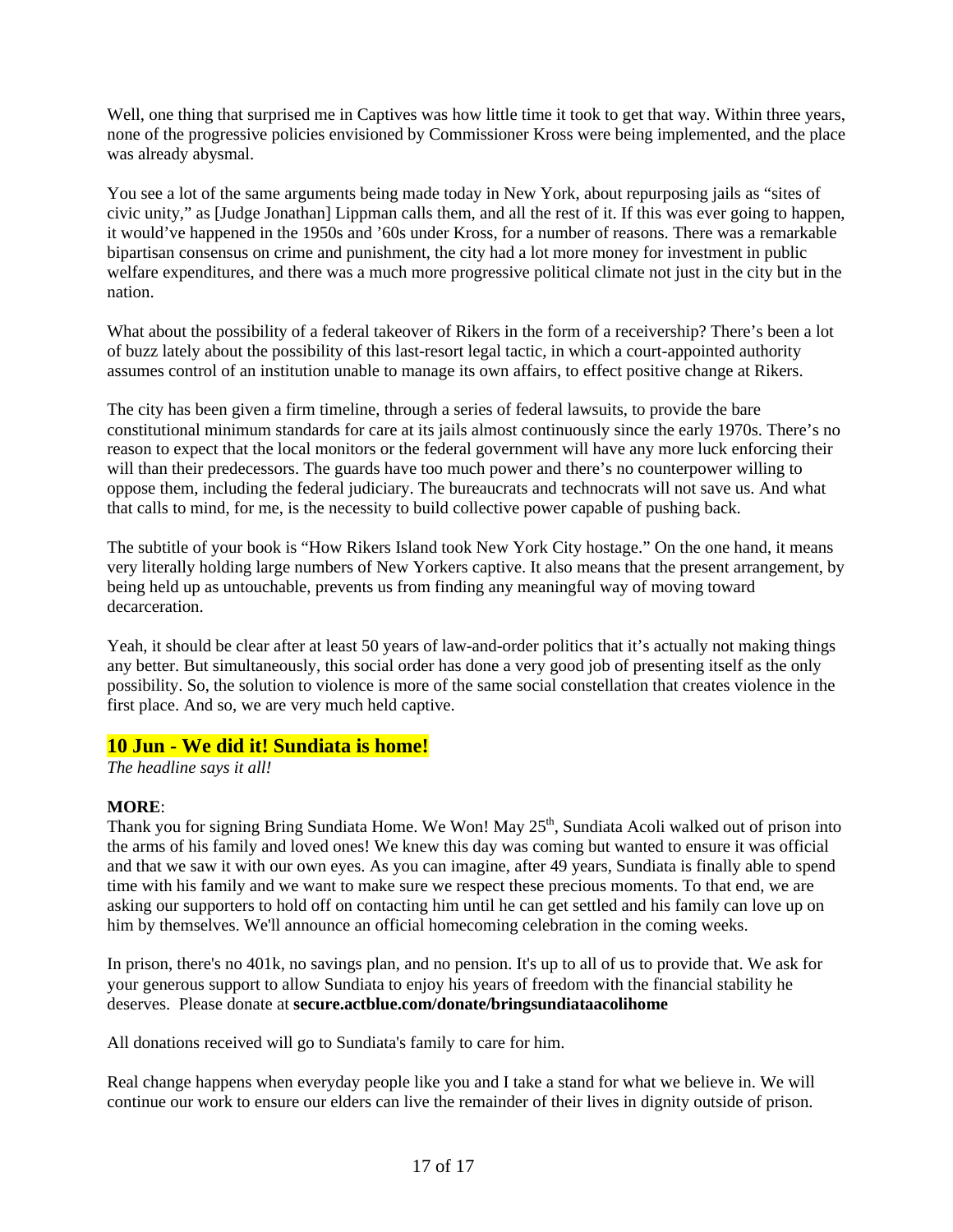Well, one thing that surprised me in Captives was how little time it took to get that way. Within three years, none of the progressive policies envisioned by Commissioner Kross were being implemented, and the place was already abysmal.

You see a lot of the same arguments being made today in New York, about repurposing jails as "sites of civic unity," as [Judge Jonathan] Lippman calls them, and all the rest of it. If this was ever going to happen, it would've happened in the 1950s and '60s under Kross, for a number of reasons. There was a remarkable bipartisan consensus on crime and punishment, the city had a lot more money for investment in public welfare expenditures, and there was a much more progressive political climate not just in the city but in the nation.

What about the possibility of a federal takeover of Rikers in the form of a receivership? There's been a lot of buzz lately about the possibility of this last-resort legal tactic, in which a court-appointed authority assumes control of an institution unable to manage its own affairs, to effect positive change at Rikers.

The city has been given a firm timeline, through a series of federal lawsuits, to provide the bare constitutional minimum standards for care at its jails almost continuously since the early 1970s. There's no reason to expect that the local monitors or the federal government will have any more luck enforcing their will than their predecessors. The guards have too much power and there's no counterpower willing to oppose them, including the federal judiciary. The bureaucrats and technocrats will not save us. And what that calls to mind, for me, is the necessity to build collective power capable of pushing back.

The subtitle of your book is "How Rikers Island took New York City hostage." On the one hand, it means very literally holding large numbers of New Yorkers captive. It also means that the present arrangement, by being held up as untouchable, prevents us from finding any meaningful way of moving toward decarceration.

Yeah, it should be clear after at least 50 years of law-and-order politics that it's actually not making things any better. But simultaneously, this social order has done a very good job of presenting itself as the only possibility. So, the solution to violence is more of the same social constellation that creates violence in the first place. And so, we are very much held captive.

## 10 Jun - We did it! Sundiata is home!

*The headline says it all!*

**MORE**:
Thank you for signing Bring Sundiata Home. We Won! May 25th, Sundiata Acoli walked out of prison into the arms of his family and loved ones! We knew this day was coming but wanted to ensure it was official and that we saw it with our own eyes. As you can imagine, after 49 years, Sundiata is finally able to spend time with his family and we want to make sure we respect these precious moments. To that end, we are asking our supporters to hold off on contacting him until he can get settled and his family can love up on him by themselves. We'll announce an official homecoming celebration in the coming weeks.

In prison, there's no 401k, no savings plan, and no pension. It's up to all of us to provide that. We ask for your generous support to allow Sundiata to enjoy his years of freedom with the financial stability he deserves. Please donate at **secure.actblue.com/donate/bringsundiataacolihome**

All donations received will go to Sundiata's family to care for him.

Real change happens when everyday people like you and I take a stand for what we believe in. We will continue our work to ensure our elders can live the remainder of their lives in dignity outside of prison.